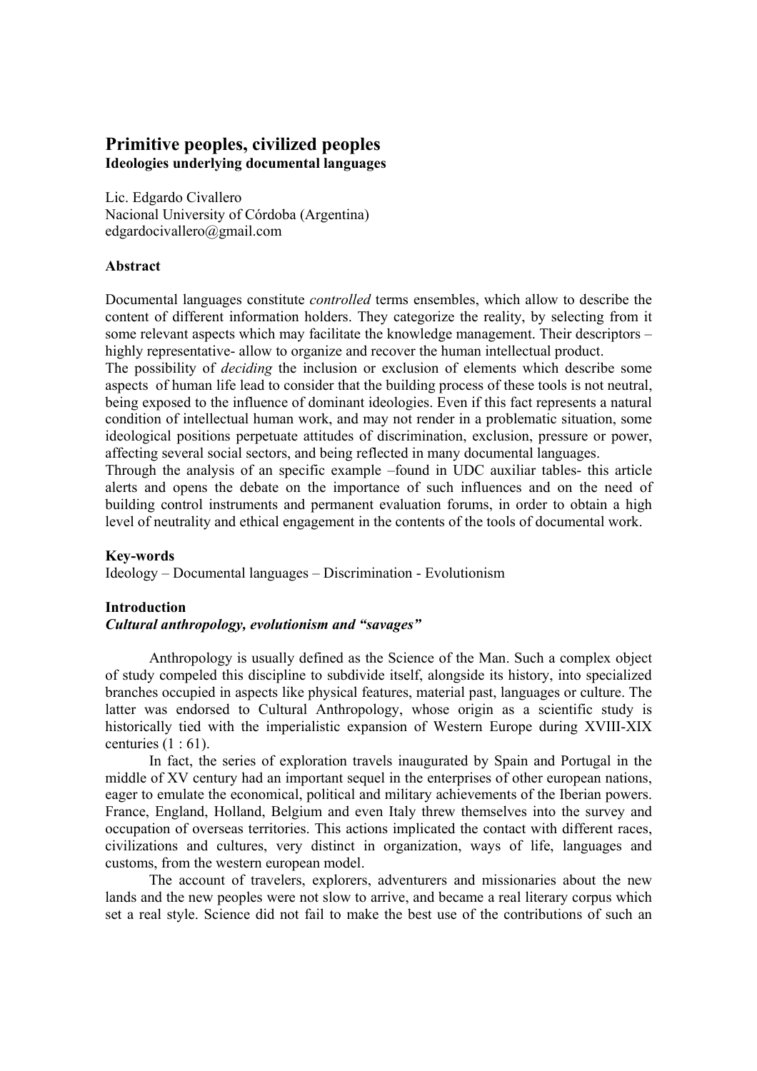# Primitive peoples, civilized peoples
**Ideologies underlying documental languages**

Lic. Edgardo Civallero
Nacional University of Córdoba (Argentina)
edgardocivallero@gmail.com

**Abstract**

Documental languages constitute *controlled* terms ensembles, which allow to describe the content of different information holders. They categorize the reality, by selecting from it some relevant aspects which may facilitate the knowledge management. Their descriptors – highly representative- allow to organize and recover the human intellectual product.
The possibility of *deciding* the inclusion or exclusion of elements which describe some aspects of human life lead to consider that the building process of these tools is not neutral, being exposed to the influence of dominant ideologies. Even if this fact represents a natural condition of intellectual human work, and may not render in a problematic situation, some ideological positions perpetuate attitudes of discrimination, exclusion, pressure or power, affecting several social sectors, and being reflected in many documental languages.
Through the analysis of an specific example –found in UDC auxiliar tables- this article alerts and opens the debate on the importance of such influences and on the need of building control instruments and permanent evaluation forums, in order to obtain a high level of neutrality and ethical engagement in the contents of the tools of documental work.

**Key-words**
Ideology – Documental languages – Discrimination - Evolutionism

**Introduction**
***Cultural anthropology, evolutionism and "savages"***

Anthropology is usually defined as the Science of the Man. Such a complex object of study compeled this discipline to subdivide itself, alongside its history, into specialized branches occupied in aspects like physical features, material past, languages or culture. The latter was endorsed to Cultural Anthropology, whose origin as a scientific study is historically tied with the imperialistic expansion of Western Europe during XVIII-XIX centuries (1 : 61).

In fact, the series of exploration travels inaugurated by Spain and Portugal in the middle of XV century had an important sequel in the enterprises of other european nations, eager to emulate the economical, political and military achievements of the Iberian powers. France, England, Holland, Belgium and even Italy threw themselves into the survey and occupation of overseas territories. This actions implicated the contact with different races, civilizations and cultures, very distinct in organization, ways of life, languages and customs, from the western european model.

The account of travelers, explorers, adventurers and missionaries about the new lands and the new peoples were not slow to arrive, and became a real literary corpus which set a real style. Science did not fail to make the best use of the contributions of such an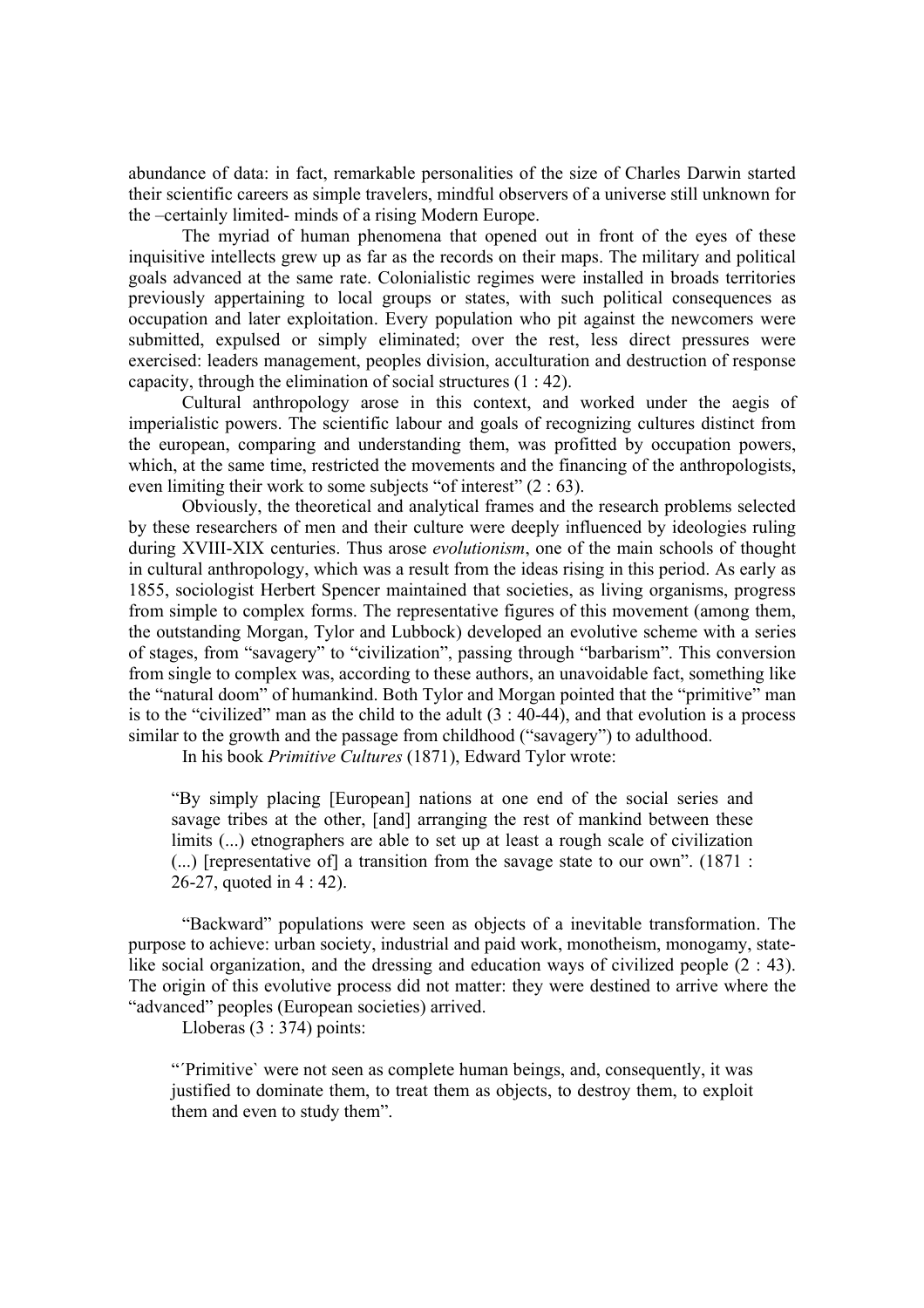abundance of data: in fact, remarkable personalities of the size of Charles Darwin started their scientific careers as simple travelers, mindful observers of a universe still unknown for the –certainly limited- minds of a rising Modern Europe.

The myriad of human phenomena that opened out in front of the eyes of these inquisitive intellects grew up as far as the records on their maps. The military and political goals advanced at the same rate. Colonialistic regimes were installed in broads territories previously appertaining to local groups or states, with such political consequences as occupation and later exploitation. Every population who pit against the newcomers were submitted, expulsed or simply eliminated; over the rest, less direct pressures were exercised: leaders management, peoples division, acculturation and destruction of response capacity, through the elimination of social structures (1 : 42).

Cultural anthropology arose in this context, and worked under the aegis of imperialistic powers. The scientific labour and goals of recognizing cultures distinct from the european, comparing and understanding them, was profitted by occupation powers, which, at the same time, restricted the movements and the financing of the anthropologists, even limiting their work to some subjects "of interest" (2 : 63).

Obviously, the theoretical and analytical frames and the research problems selected by these researchers of men and their culture were deeply influenced by ideologies ruling during XVIII-XIX centuries. Thus arose *evolutionism*, one of the main schools of thought in cultural anthropology, which was a result from the ideas rising in this period. As early as 1855, sociologist Herbert Spencer maintained that societies, as living organisms, progress from simple to complex forms. The representative figures of this movement (among them, the outstanding Morgan, Tylor and Lubbock) developed an evolutive scheme with a series of stages, from "savagery" to "civilization", passing through "barbarism". This conversion from single to complex was, according to these authors, an unavoidable fact, something like the "natural doom" of humankind. Both Tylor and Morgan pointed that the "primitive" man is to the "civilized" man as the child to the adult (3 : 40-44), and that evolution is a process similar to the growth and the passage from childhood ("savagery") to adulthood.

In his book *Primitive Cultures* (1871), Edward Tylor wrote:

> "By simply placing [European] nations at one end of the social series and savage tribes at the other, [and] arranging the rest of mankind between these limits (...) etnographers are able to set up at least a rough scale of civilization (...) [representative of] a transition from the savage state to our own". (1871 : 26-27, quoted in 4 : 42).

"Backward" populations were seen as objects of a inevitable transformation. The purpose to achieve: urban society, industrial and paid work, monotheism, monogamy, state-like social organization, and the dressing and education ways of civilized people (2 : 43). The origin of this evolutive process did not matter: they were destined to arrive where the "advanced" peoples (European societies) arrived.

Lloberas (3 : 374) points:

> "´Primitive` were not seen as complete human beings, and, consequently, it was justified to dominate them, to treat them as objects, to destroy them, to exploit them and even to study them".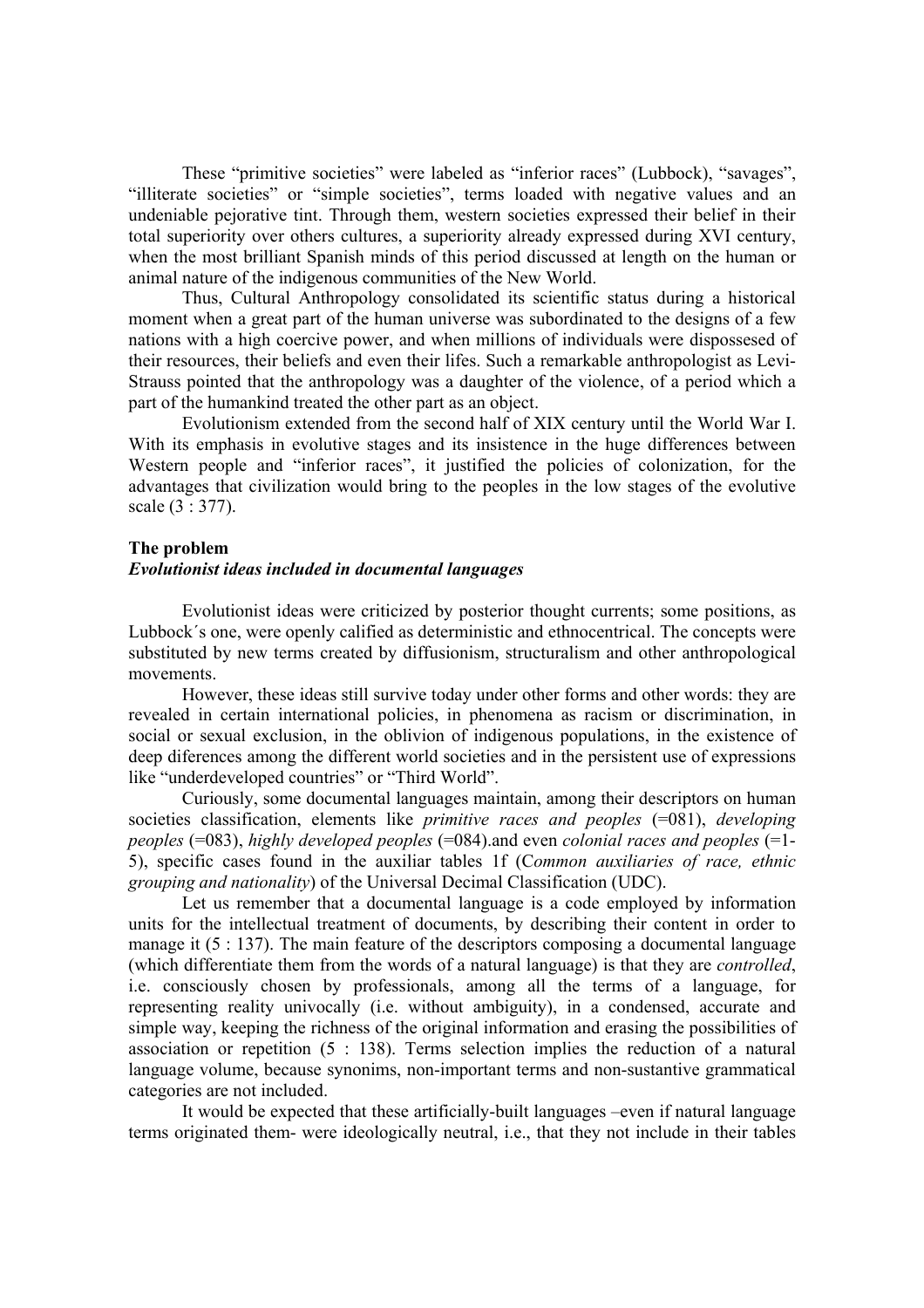These "primitive societies" were labeled as "inferior races" (Lubbock), "savages", "illiterate societies" or "simple societies", terms loaded with negative values and an undeniable pejorative tint. Through them, western societies expressed their belief in their total superiority over others cultures, a superiority already expressed during XVI century, when the most brilliant Spanish minds of this period discussed at length on the human or animal nature of the indigenous communities of the New World.

Thus, Cultural Anthropology consolidated its scientific status during a historical moment when a great part of the human universe was subordinated to the designs of a few nations with a high coercive power, and when millions of individuals were dispossesed of their resources, their beliefs and even their lifes. Such a remarkable anthropologist as Levi-Strauss pointed that the anthropology was a daughter of the violence, of a period which a part of the humankind treated the other part as an object.

Evolutionism extended from the second half of XIX century until the World War I. With its emphasis in evolutive stages and its insistence in the huge differences between Western people and "inferior races", it justified the policies of colonization, for the advantages that civilization would bring to the peoples in the low stages of the evolutive scale (3 : 377).

### The problem

#### *Evolutionist ideas included in documental languages*

Evolutionist ideas were criticized by posterior thought currents; some positions, as Lubbock´s one, were openly calified as deterministic and ethnocentrical. The concepts were substituted by new terms created by diffusionism, structuralism and other anthropological movements.

However, these ideas still survive today under other forms and other words: they are revealed in certain international policies, in phenomena as racism or discrimination, in social or sexual exclusion, in the oblivion of indigenous populations, in the existence of deep diferences among the different world societies and in the persistent use of expressions like "underdeveloped countries" or "Third World".

Curiously, some documental languages maintain, among their descriptors on human societies classification, elements like *primitive races and peoples* (=081), *developing peoples* (=083), *highly developed peoples* (=084).and even *colonial races and peoples* (=1-5), specific cases found in the auxiliar tables 1f (C*ommon auxiliaries of race, ethnic grouping and nationality*) of the Universal Decimal Classification (UDC).

Let us remember that a documental language is a code employed by information units for the intellectual treatment of documents, by describing their content in order to manage it (5 : 137). The main feature of the descriptors composing a documental language (which differentiate them from the words of a natural language) is that they are *controlled*, i.e. consciously chosen by professionals, among all the terms of a language, for representing reality univocally (i.e. without ambiguity), in a condensed, accurate and simple way, keeping the richness of the original information and erasing the possibilities of association or repetition (5 : 138). Terms selection implies the reduction of a natural language volume, because synonims, non-important terms and non-sustantive grammatical categories are not included.

It would be expected that these artificially-built languages –even if natural language terms originated them- were ideologically neutral, i.e., that they not include in their tables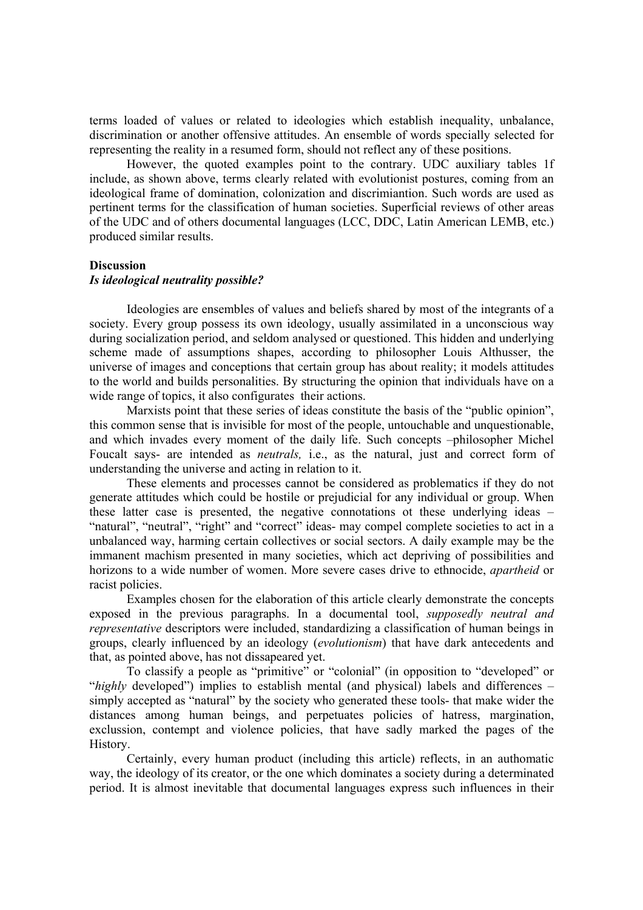terms loaded of values or related to ideologies which establish inequality, unbalance, discrimination or another offensive attitudes. An ensemble of words specially selected for representing the reality in a resumed form, should not reflect any of these positions.

However, the quoted examples point to the contrary. UDC auxiliary tables 1f include, as shown above, terms clearly related with evolutionist postures, coming from an ideological frame of domination, colonization and discrimiantion. Such words are used as pertinent terms for the classification of human societies. Superficial reviews of other areas of the UDC and of others documental languages (LCC, DDC, Latin American LEMB, etc.) produced similar results.

**Discussion**

***Is ideological neutrality possible?***

Ideologies are ensembles of values and beliefs shared by most of the integrants of a society. Every group possess its own ideology, usually assimilated in a unconscious way during socialization period, and seldom analysed or questioned. This hidden and underlying scheme made of assumptions shapes, according to philosopher Louis Althusser, the universe of images and conceptions that certain group has about reality; it models attitudes to the world and builds personalities. By structuring the opinion that individuals have on a wide range of topics, it also configurates their actions.

Marxists point that these series of ideas constitute the basis of the "public opinion", this common sense that is invisible for most of the people, untouchable and unquestionable, and which invades every moment of the daily life. Such concepts –philosopher Michel Foucalt says- are intended as *neutrals,* i.e., as the natural, just and correct form of understanding the universe and acting in relation to it.

These elements and processes cannot be considered as problematics if they do not generate attitudes which could be hostile or prejudicial for any individual or group. When these latter case is presented, the negative connotations ot these underlying ideas – "natural", "neutral", "right" and "correct" ideas- may compel complete societies to act in a unbalanced way, harming certain collectives or social sectors. A daily example may be the immanent machism presented in many societies, which act depriving of possibilities and horizons to a wide number of women. More severe cases drive to ethnocide, *apartheid* or racist policies.

Examples chosen for the elaboration of this article clearly demonstrate the concepts exposed in the previous paragraphs. In a documental tool, *supposedly neutral and representative* descriptors were included, standardizing a classification of human beings in groups, clearly influenced by an ideology (*evolutionism*) that have dark antecedents and that, as pointed above, has not dissapeared yet.

To classify a people as "primitive" or "colonial" (in opposition to "developed" or "*highly* developed") implies to establish mental (and physical) labels and differences – simply accepted as "natural" by the society who generated these tools- that make wider the distances among human beings, and perpetuates policies of hatress, margination, exclussion, contempt and violence policies, that have sadly marked the pages of the History.

Certainly, every human product (including this article) reflects, in an authomatic way, the ideology of its creator, or the one which dominates a society during a determinated period. It is almost inevitable that documental languages express such influences in their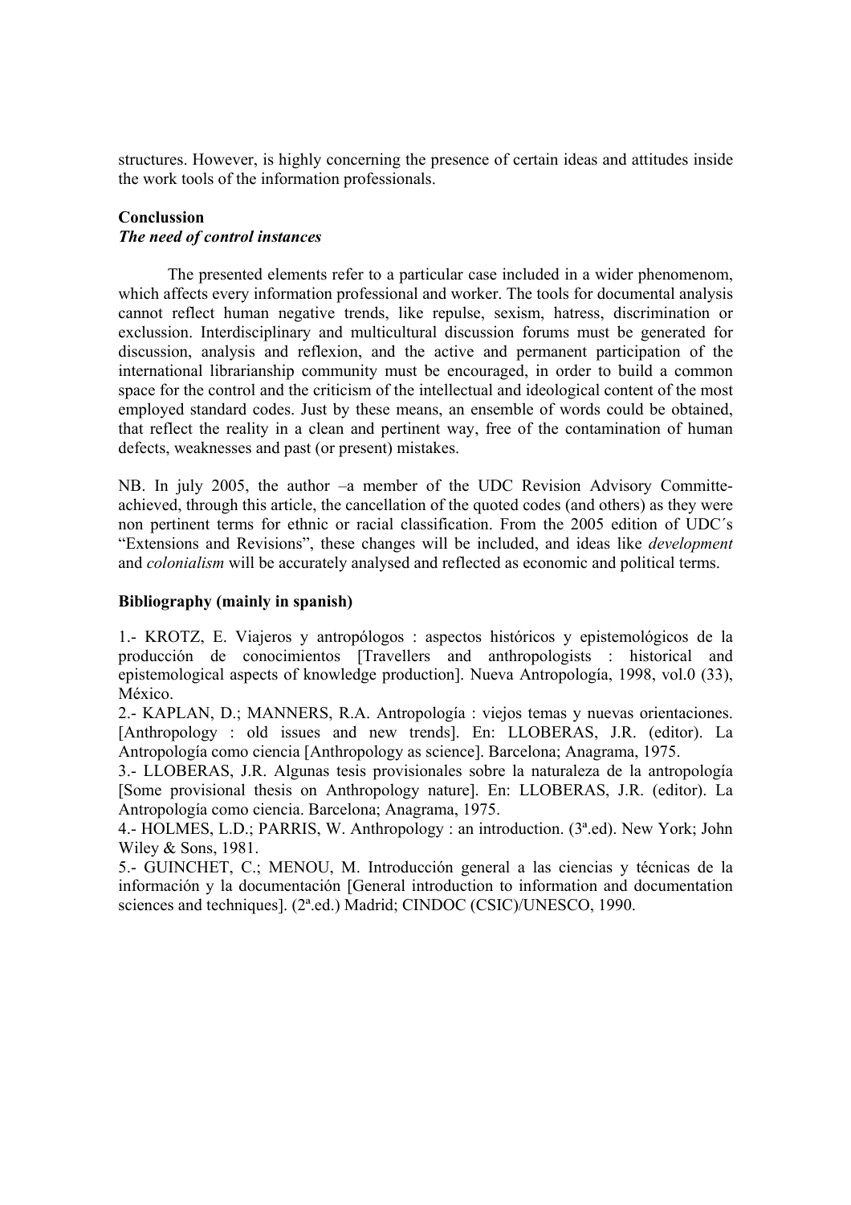structures. However, is highly concerning the presence of certain ideas and attitudes inside the work tools of the information professionals.

## Conclussion

### *The need of control instances*

The presented elements refer to a particular case included in a wider phenomenom, which affects every information professional and worker. The tools for documental analysis cannot reflect human negative trends, like repulse, sexism, hatress, discrimination or exclussion. Interdisciplinary and multicultural discussion forums must be generated for discussion, analysis and reflexion, and the active and permanent participation of the international librarianship community must be encouraged, in order to build a common space for the control and the criticism of the intellectual and ideological content of the most employed standard codes. Just by these means, an ensemble of words could be obtained, that reflect the reality in a clean and pertinent way, free of the contamination of human defects, weaknesses and past (or present) mistakes.

NB. In july 2005, the author –a member of the UDC Revision Advisory Committe- achieved, through this article, the cancellation of the quoted codes (and others) as they were non pertinent terms for ethnic or racial classification. From the 2005 edition of UDC´s "Extensions and Revisions", these changes will be included, and ideas like *development* and *colonialism* will be accurately analysed and reflected as economic and political terms.

## Bibliography (mainly in spanish)

1.- KROTZ, E. Viajeros y antropólogos : aspectos históricos y epistemológicos de la producción de conocimientos [Travellers and anthropologists : historical and epistemological aspects of knowledge production]. Nueva Antropología, 1998, vol.0 (33), México.

2.- KAPLAN, D.; MANNERS, R.A. Antropología : viejos temas y nuevas orientaciones. [Anthropology : old issues and new trends]. En: LLOBERAS, J.R. (editor). La Antropología como ciencia [Anthropology as science]. Barcelona; Anagrama, 1975.

3.- LLOBERAS, J.R. Algunas tesis provisionales sobre la naturaleza de la antropología [Some provisional thesis on Anthropology nature]. En: LLOBERAS, J.R. (editor). La Antropología como ciencia. Barcelona; Anagrama, 1975.

4.- HOLMES, L.D.; PARRIS, W. Anthropology : an introduction. (3ª.ed). New York; John Wiley & Sons, 1981.

5.- GUINCHET, C.; MENOU, M. Introducción general a las ciencias y técnicas de la información y la documentación [General introduction to information and documentation sciences and techniques]. (2ª.ed.) Madrid; CINDOC (CSIC)/UNESCO, 1990.